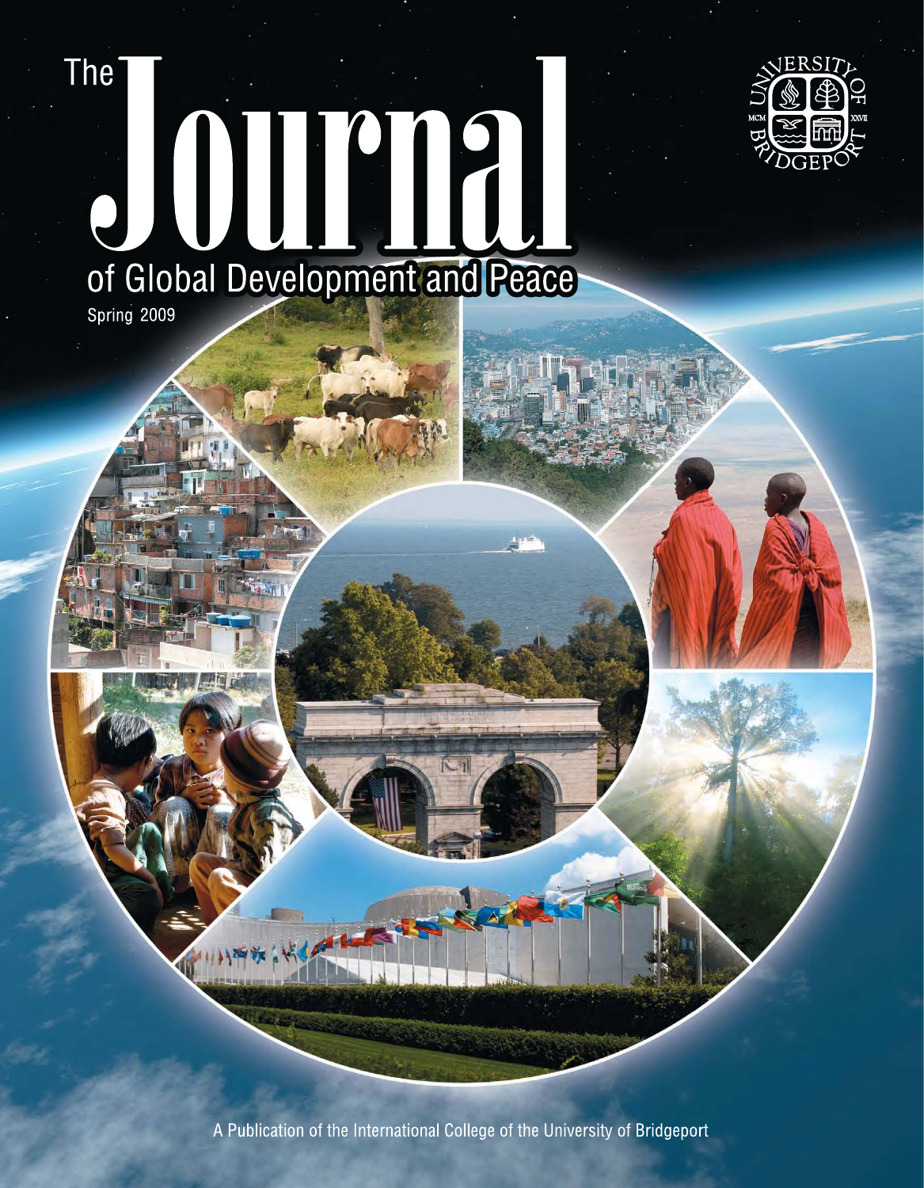# The Journal of Global Development and Peace

Spring 2009

A Publication of the International College of the University of Bridgeport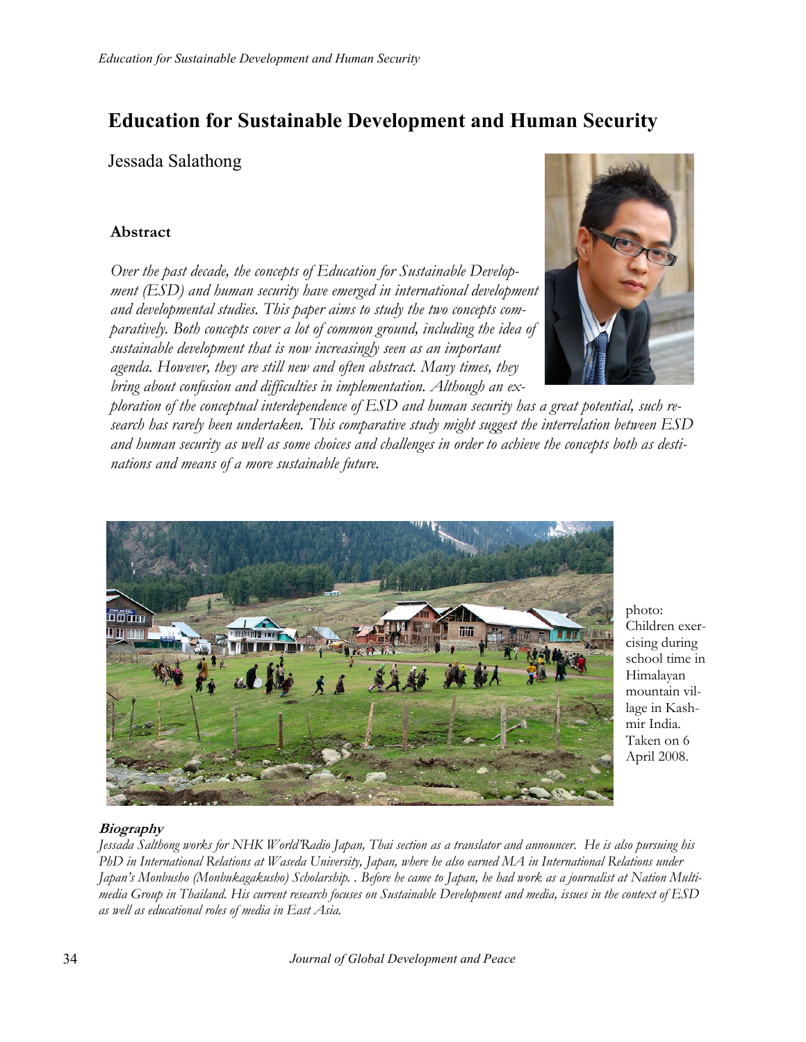# Education for Sustainable Development and Human Security

Jessada Salathong

### Abstract

*Over the past decade, the concepts of Education for Sustainable Development (ESD) and human security have emerged in international development and developmental studies. This paper aims to study the two concepts comparatively. Both concepts cover a lot of common ground, including the idea of sustainable development that is now increasingly seen as an important agenda. However, they are still new and often abstract. Many times, they bring about confusion and difficulties in implementation. Although an exploration of the conceptual interdependence of ESD and human security has a great potential, such research has rarely been undertaken. This comparative study might suggest the interrelation between ESD and human security as well as some choices and challenges in order to achieve the concepts both as destinations and means of a more sustainable future.*

photo: Children exercising during school time in Himalayan mountain village in Kashmir India. Taken on 6 April 2008.

***Biography***

*Jessada Salthong works for NHK World'Radio Japan, Thai section as a translator and announcer. He is also pursuing his PhD in International Relations at Waseda University, Japan, where he also earned MA in International Relations under Japan's Monbusho (Monbukagakusho) Scholarship. . Before he came to Japan, he had work as a journalist at Nation Multimedia Group in Thailand. His current research focuses on Sustainable Development and media, issues in the context of ESD as well as educational roles of media in East Asia.*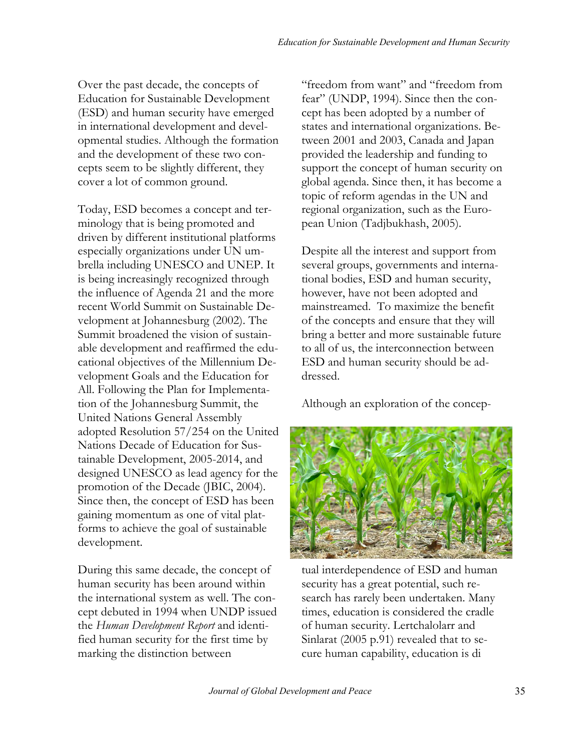Over the past decade, the concepts of Education for Sustainable Development (ESD) and human security have emerged in international development and developmental studies. Although the formation and the development of these two concepts seem to be slightly different, they cover a lot of common ground.

Today, ESD becomes a concept and terminology that is being promoted and driven by different institutional platforms especially organizations under UN umbrella including UNESCO and UNEP. It is being increasingly recognized through the influence of Agenda 21 and the more recent World Summit on Sustainable Development at Johannesburg (2002). The Summit broadened the vision of sustainable development and reaffirmed the educational objectives of the Millennium Development Goals and the Education for All. Following the Plan for Implementation of the Johannesburg Summit, the United Nations General Assembly adopted Resolution 57/254 on the United Nations Decade of Education for Sustainable Development, 2005-2014, and designed UNESCO as lead agency for the promotion of the Decade (JBIC, 2004). Since then, the concept of ESD has been gaining momentum as one of vital platforms to achieve the goal of sustainable development.

During this same decade, the concept of human security has been around within the international system as well. The concept debuted in 1994 when UNDP issued the *Human Development Report* and identified human security for the first time by marking the distinction between "freedom from want" and "freedom from fear" (UNDP, 1994). Since then the concept has been adopted by a number of states and international organizations. Between 2001 and 2003, Canada and Japan provided the leadership and funding to support the concept of human security on global agenda. Since then, it has become a topic of reform agendas in the UN and regional organization, such as the European Union (Tadjbukhash, 2005).

Despite all the interest and support from several groups, governments and international bodies, ESD and human security, however, have not been adopted and mainstreamed. To maximize the benefit of the concepts and ensure that they will bring a better and more sustainable future to all of us, the interconnection between ESD and human security should be addressed.

Although an exploration of the conceptual interdependence of ESD and human security has a great potential, such research has rarely been undertaken. Many times, education is considered the cradle of human security. Lertchalolarr and Sinlarat (2005 p.91) revealed that to secure human capability, education is di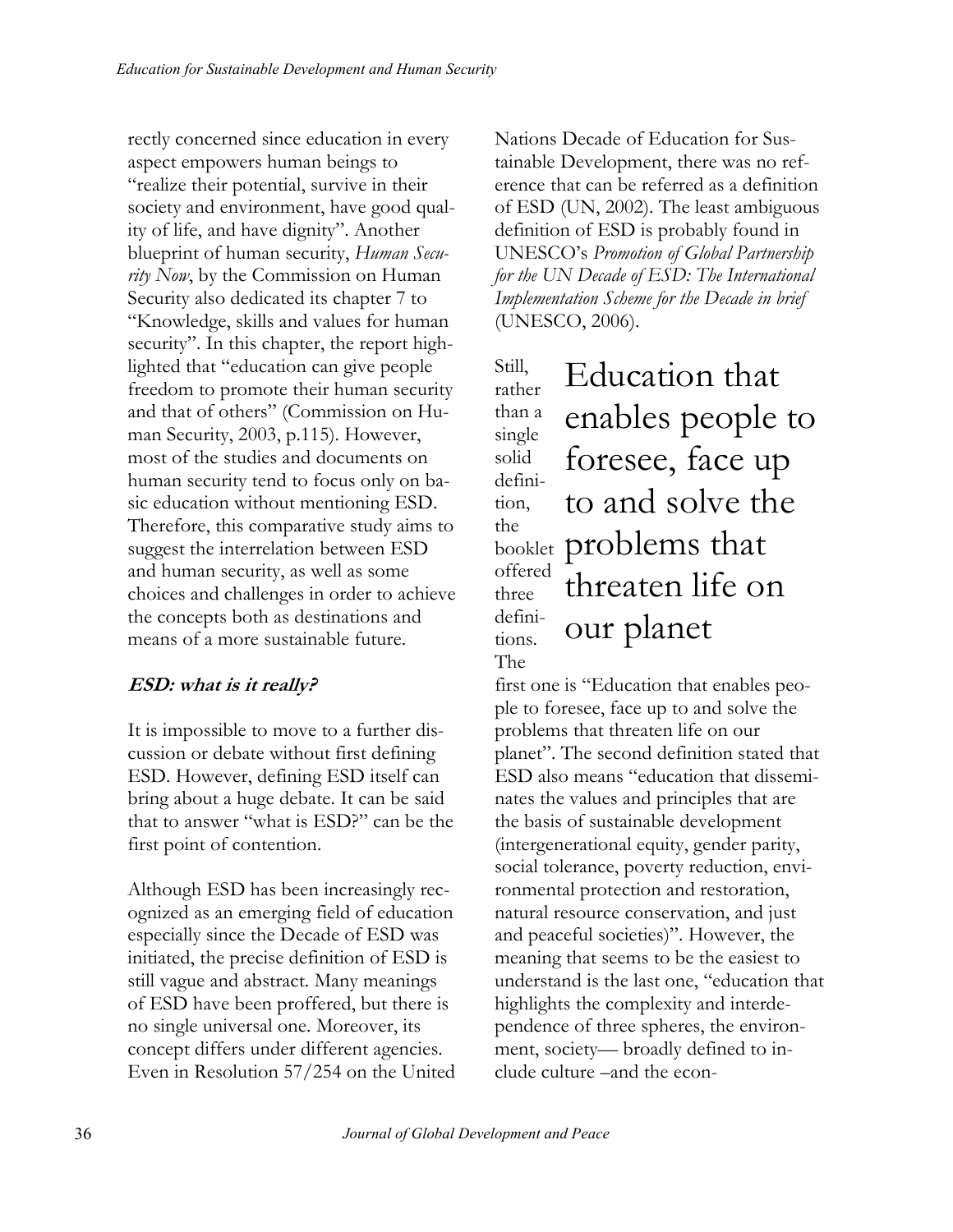rectly concerned since education in every aspect empowers human beings to "realize their potential, survive in their society and environment, have good quality of life, and have dignity". Another blueprint of human security, *Human Security Now*, by the Commission on Human Security also dedicated its chapter 7 to "Knowledge, skills and values for human security". In this chapter, the report highlighted that "education can give people freedom to promote their human security and that of others" (Commission on Human Security, 2003, p.115). However, most of the studies and documents on human security tend to focus only on basic education without mentioning ESD. Therefore, this comparative study aims to suggest the interrelation between ESD and human security, as well as some choices and challenges in order to achieve the concepts both as destinations and means of a more sustainable future.

### ESD: what is it really?

It is impossible to move to a further discussion or debate without first defining ESD. However, defining ESD itself can bring about a huge debate. It can be said that to answer "what is ESD?" can be the first point of contention.

Although ESD has been increasingly recognized as an emerging field of education especially since the Decade of ESD was initiated, the precise definition of ESD is still vague and abstract. Many meanings of ESD have been proffered, but there is no single universal one. Moreover, its concept differs under different agencies. Even in Resolution 57/254 on the United Nations Decade of Education for Sustainable Development, there was no reference that can be referred as a definition of ESD (UN, 2002). The least ambiguous definition of ESD is probably found in UNESCO's *Promotion of Global Partnership for the UN Decade of ESD: The International Implementation Scheme for the Decade in brief* (UNESCO, 2006).

> Education that enables people to foresee, face up to and solve the problems that threaten life on our planet

Still, rather than a single solid definition, the booklet offered three definitions. The first one is "Education that enables people to foresee, face up to and solve the problems that threaten life on our planet". The second definition stated that ESD also means "education that disseminates the values and principles that are the basis of sustainable development (intergenerational equity, gender parity, social tolerance, poverty reduction, environmental protection and restoration, natural resource conservation, and just and peaceful societies)". However, the meaning that seems to be the easiest to understand is the last one, "education that highlights the complexity and interdependence of three spheres, the environment, society— broadly defined to include culture –and the econ-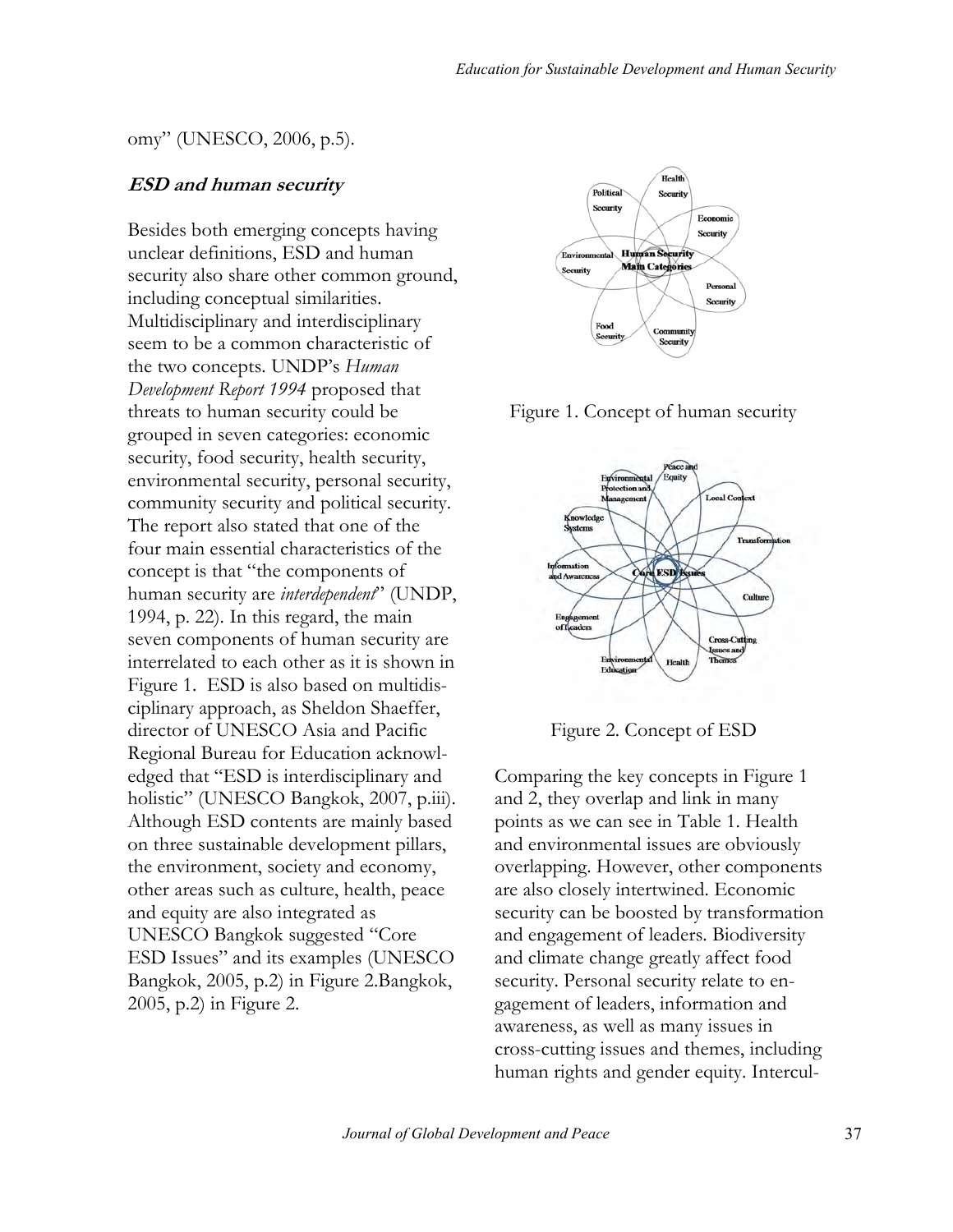omy" (UNESCO, 2006, p.5).

### *ESD and human security*

Besides both emerging concepts having unclear definitions, ESD and human security also share other common ground, including conceptual similarities. Multidisciplinary and interdisciplinary seem to be a common characteristic of the two concepts. UNDP's *Human Development Report 1994* proposed that threats to human security could be grouped in seven categories: economic security, food security, health security, environmental security, personal security, community security and political security. The report also stated that one of the four main essential characteristics of the concept is that "the components of human security are *interdependent*" (UNDP, 1994, p. 22). In this regard, the main seven components of human security are interrelated to each other as it is shown in Figure 1. ESD is also based on multidisciplinary approach, as Sheldon Shaeffer, director of UNESCO Asia and Pacific Regional Bureau for Education acknowledged that "ESD is interdisciplinary and holistic" (UNESCO Bangkok, 2007, p.iii). Although ESD contents are mainly based on three sustainable development pillars, the environment, society and economy, other areas such as culture, health, peace and equity are also integrated as UNESCO Bangkok suggested "Core ESD Issues" and its examples (UNESCO Bangkok, 2005, p.2) in Figure 2.Bangkok, 2005, p.2) in Figure 2.

Figure 1. Concept of human security

Figure 2. Concept of ESD

Comparing the key concepts in Figure 1 and 2, they overlap and link in many points as we can see in Table 1. Health and environmental issues are obviously overlapping. However, other components are also closely intertwined. Economic security can be boosted by transformation and engagement of leaders. Biodiversity and climate change greatly affect food security. Personal security relate to engagement of leaders, information and awareness, as well as many issues in cross-cutting issues and themes, including human rights and gender equity. Intercul-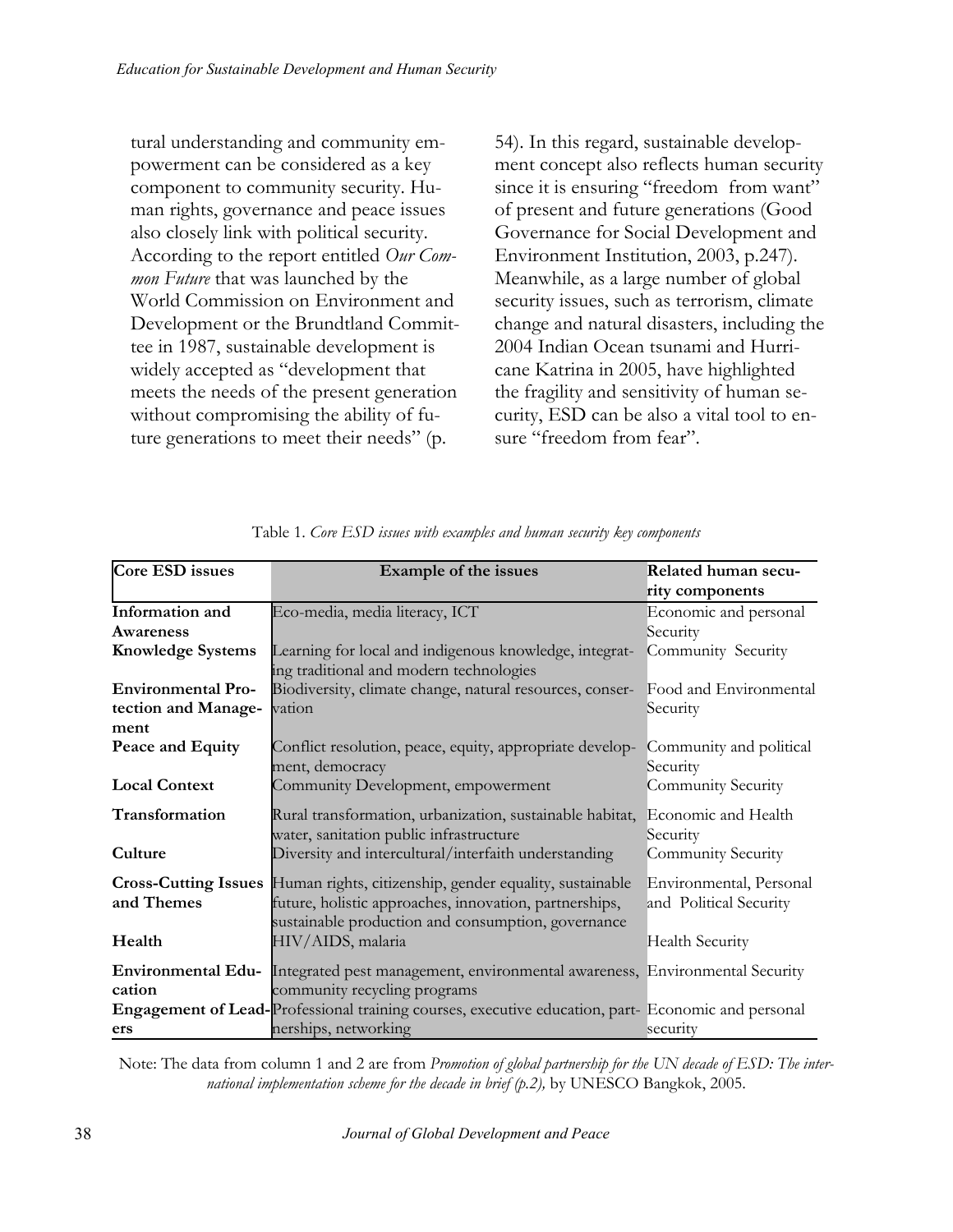tural understanding and community empowerment can be considered as a key component to community security. Human rights, governance and peace issues also closely link with political security. According to the report entitled *Our Common Future* that was launched by the World Commission on Environment and Development or the Brundtland Committee in 1987, sustainable development is widely accepted as "development that meets the needs of the present generation without compromising the ability of future generations to meet their needs" (p. 54). In this regard, sustainable development concept also reflects human security since it is ensuring "freedom from want" of present and future generations (Good Governance for Social Development and Environment Institution, 2003, p.247). Meanwhile, as a large number of global security issues, such as terrorism, climate change and natural disasters, including the 2004 Indian Ocean tsunami and Hurricane Katrina in 2005, have highlighted the fragility and sensitivity of human security, ESD can be also a vital tool to ensure "freedom from fear".

Table 1. *Core ESD issues with examples and human security key components*

| Core ESD issues | Example of the issues | Related human security components |
|---|---|---|
| **Information and Awareness** | Eco-media, media literacy, ICT | Economic and personal Security |
| **Knowledge Systems** | Learning for local and indigenous knowledge, integrating traditional and modern technologies | Community Security |
| **Environmental Protection and Management** | Biodiversity, climate change, natural resources, conservation | Food and Environmental Security |
| **Peace and Equity** | Conflict resolution, peace, equity, appropriate development, democracy | Community and political Security |
| **Local Context** | Community Development, empowerment | Community Security |
| **Transformation** | Rural transformation, urbanization, sustainable habitat, water, sanitation public infrastructure | Economic and Health Security |
| **Culture** | Diversity and intercultural/interfaith understanding | Community Security |
| **Cross-Cutting Issues and Themes** | Human rights, citizenship, gender equality, sustainable future, holistic approaches, innovation, partnerships, sustainable production and consumption, governance | Environmental, Personal and Political Security |
| **Health** | HIV/AIDS, malaria | Health Security |
| **Environmental Education** | Integrated pest management, environmental awareness, community recycling programs | Environmental Security |
| **Engagement of Leaders** | Professional training courses, executive education, partnerships, networking | Economic and personal security |

Note: The data from column 1 and 2 are from *Promotion of global partnership for the UN decade of ESD: The international implementation scheme for the decade in brief (p.2),* by UNESCO Bangkok, 2005.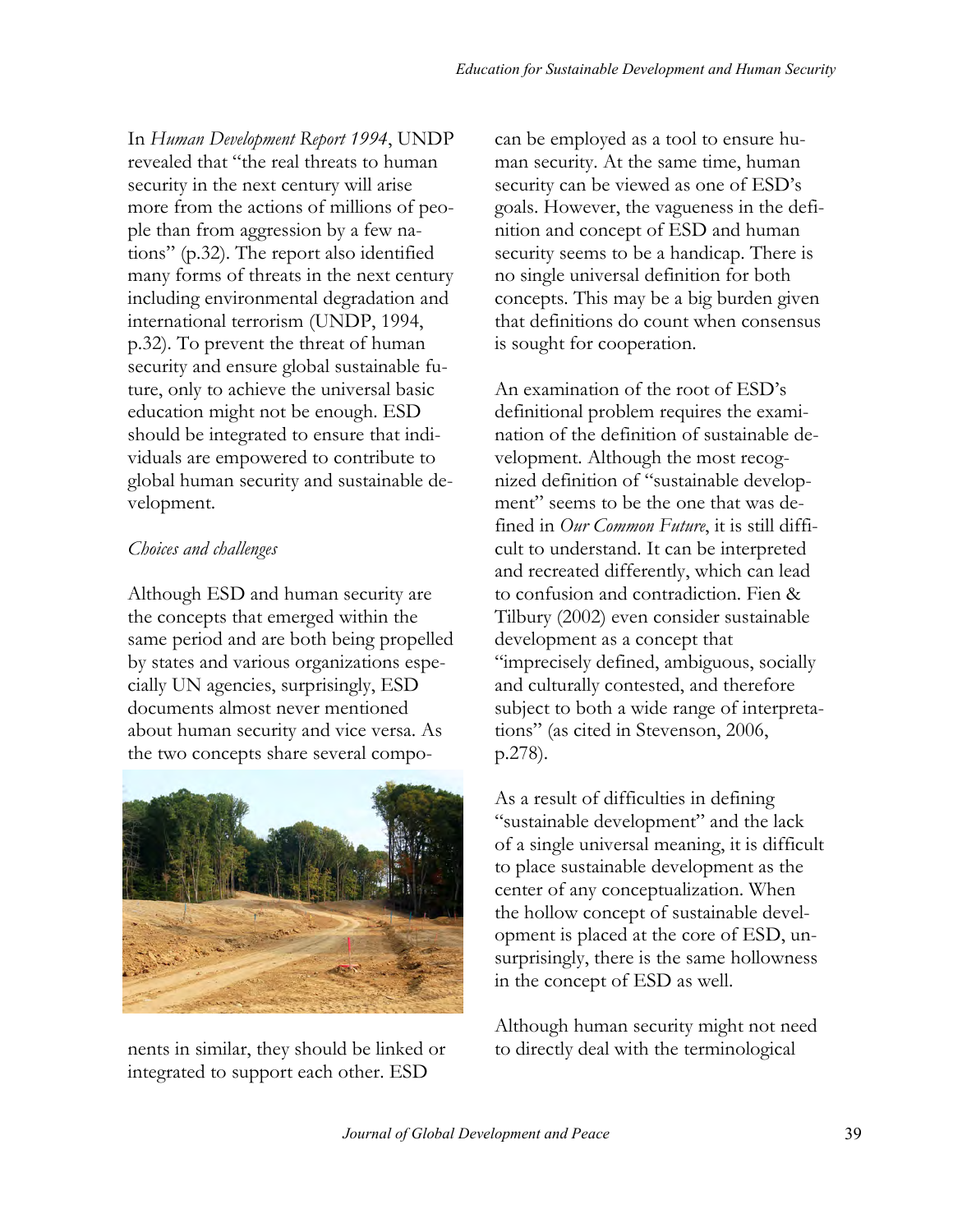In *Human Development Report 1994*, UNDP revealed that "the real threats to human security in the next century will arise more from the actions of millions of people than from aggression by a few nations" (p.32). The report also identified many forms of threats in the next century including environmental degradation and international terrorism (UNDP, 1994, p.32). To prevent the threat of human security and ensure global sustainable future, only to achieve the universal basic education might not be enough. ESD should be integrated to ensure that individuals are empowered to contribute to global human security and sustainable development.

*Choices and challenges*

Although ESD and human security are the concepts that emerged within the same period and are both being propelled by states and various organizations especially UN agencies, surprisingly, ESD documents almost never mentioned about human security and vice versa. As the two concepts share several components in similar, they should be linked or integrated to support each other. ESD can be employed as a tool to ensure human security. At the same time, human security can be viewed as one of ESD's goals. However, the vagueness in the definition and concept of ESD and human security seems to be a handicap. There is no single universal definition for both concepts. This may be a big burden given that definitions do count when consensus is sought for cooperation.

An examination of the root of ESD's definitional problem requires the examination of the definition of sustainable development. Although the most recognized definition of "sustainable development" seems to be the one that was defined in *Our Common Future*, it is still difficult to understand. It can be interpreted and recreated differently, which can lead to confusion and contradiction. Fien & Tilbury (2002) even consider sustainable development as a concept that "imprecisely defined, ambiguous, socially and culturally contested, and therefore subject to both a wide range of interpretations" (as cited in Stevenson, 2006, p.278).

As a result of difficulties in defining "sustainable development" and the lack of a single universal meaning, it is difficult to place sustainable development as the center of any conceptualization. When the hollow concept of sustainable development is placed at the core of ESD, unsurprisingly, there is the same hollowness in the concept of ESD as well.

Although human security might not need to directly deal with the terminological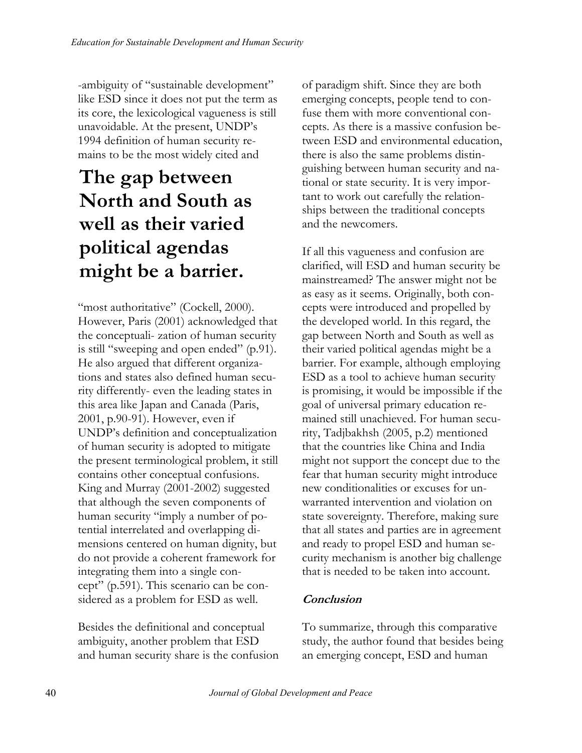-ambiguity of "sustainable development" like ESD since it does not put the term as its core, the lexicological vagueness is still unavoidable. At the present, UNDP's 1994 definition of human security remains to be the most widely cited and "most authoritative" (Cockell, 2000). However, Paris (2001) acknowledged that the conceptuali- zation of human security is still "sweeping and open ended" (p.91). He also argued that different organizations and states also defined human security differently- even the leading states in this area like Japan and Canada (Paris, 2001, p.90-91). However, even if UNDP's definition and conceptualization of human security is adopted to mitigate the present terminological problem, it still contains other conceptual confusions. King and Murray (2001-2002) suggested that although the seven components of human security "imply a number of potential interrelated and overlapping dimensions centered on human dignity, but do not provide a coherent framework for integrating them into a single concept" (p.591). This scenario can be considered as a problem for ESD as well.

**The gap between North and South as well as their varied political agendas might be a barrier.**

Besides the definitional and conceptual ambiguity, another problem that ESD and human security share is the confusion of paradigm shift. Since they are both emerging concepts, people tend to confuse them with more conventional concepts. As there is a massive confusion between ESD and environmental education, there is also the same problems distinguishing between human security and national or state security. It is very important to work out carefully the relationships between the traditional concepts and the newcomers.

If all this vagueness and confusion are clarified, will ESD and human security be mainstreamed? The answer might not be as easy as it seems. Originally, both concepts were introduced and propelled by the developed world. In this regard, the gap between North and South as well as their varied political agendas might be a barrier. For example, although employing ESD as a tool to achieve human security is promising, it would be impossible if the goal of universal primary education remained still unachieved. For human security, Tadjbakhsh (2005, p.2) mentioned that the countries like China and India might not support the concept due to the fear that human security might introduce new conditionalities or excuses for unwarranted intervention and violation on state sovereignty. Therefore, making sure that all states and parties are in agreement and ready to propel ESD and human security mechanism is another big challenge that is needed to be taken into account.

## Conclusion

To summarize, through this comparative study, the author found that besides being an emerging concept, ESD and human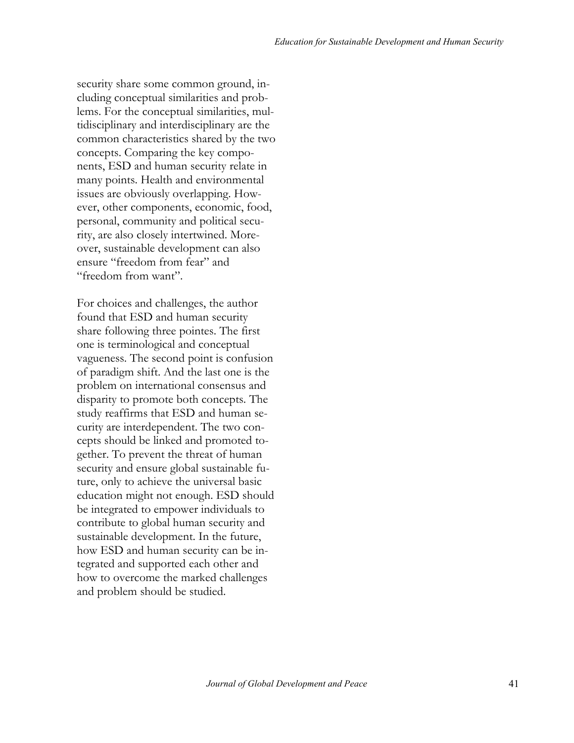security share some common ground, including conceptual similarities and problems. For the conceptual similarities, multidisciplinary and interdisciplinary are the common characteristics shared by the two concepts. Comparing the key components, ESD and human security relate in many points. Health and environmental issues are obviously overlapping. However, other components, economic, food, personal, community and political security, are also closely intertwined. Moreover, sustainable development can also ensure "freedom from fear" and "freedom from want".

For choices and challenges, the author found that ESD and human security share following three pointes. The first one is terminological and conceptual vagueness. The second point is confusion of paradigm shift. And the last one is the problem on international consensus and disparity to promote both concepts. The study reaffirms that ESD and human security are interdependent. The two concepts should be linked and promoted together. To prevent the threat of human security and ensure global sustainable future, only to achieve the universal basic education might not enough. ESD should be integrated to empower individuals to contribute to global human security and sustainable development. In the future, how ESD and human security can be integrated and supported each other and how to overcome the marked challenges and problem should be studied.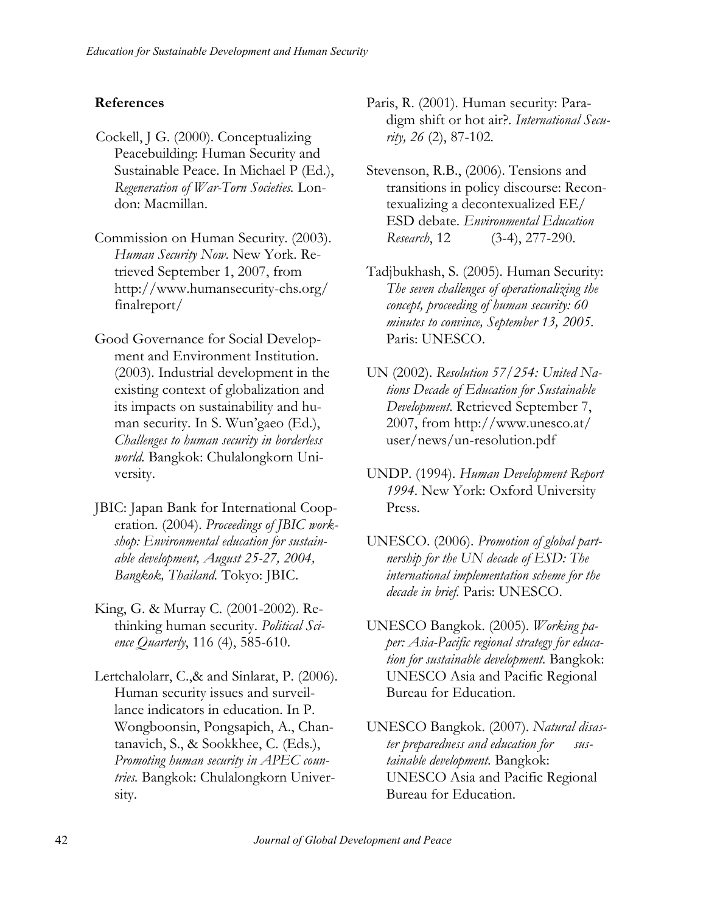## References

Cockell, J G. (2000). Conceptualizing Peacebuilding: Human Security and Sustainable Peace. In Michael P (Ed.), *Regeneration of War-Torn Societies.* London: Macmillan.

Commission on Human Security. (2003). *Human Security Now*. New York. Retrieved September 1, 2007, from http://www.humansecurity-chs.org/finalreport/

Good Governance for Social Development and Environment Institution. (2003). Industrial development in the existing context of globalization and its impacts on sustainability and human security. In S. Wun'gaeo (Ed.), *Challenges to human security in borderless world.* Bangkok: Chulalongkorn University.

JBIC: Japan Bank for International Cooperation. (2004). *Proceedings of JBIC workshop: Environmental education for sustainable development, August 25-27, 2004, Bangkok, Thailand.* Tokyo: JBIC.

King, G. & Murray C. (2001-2002). Rethinking human security. *Political Science Quarterly*, 116 (4), 585-610.

Lertchalolarr, C.,& and Sinlarat, P. (2006). Human security issues and surveillance indicators in education. In P. Wongboonsin, Pongsapich, A., Chantanavich, S., & Sookkhee, C. (Eds.), *Promoting human security in APEC countries.* Bangkok: Chulalongkorn University.

Paris, R. (2001). Human security: Paradigm shift or hot air?. *International Security, 26* (2), 87-102.

Stevenson, R.B., (2006). Tensions and transitions in policy discourse: Recontexualizing a decontexualized EE/ESD debate. *Environmental Education Research*, 12 (3-4), 277-290.

Tadjbukhash, S. (2005). Human Security: *The seven challenges of operationalizing the concept, proceeding of human security: 60 minutes to convince, September 13, 2005.* Paris: UNESCO.

UN (2002). *Resolution 57/254: United Nations Decade of Education for Sustainable Development.* Retrieved September 7, 2007, from http://www.unesco.at/user/news/un-resolution.pdf

UNDP. (1994). *Human Development Report 1994*. New York: Oxford University Press.

UNESCO. (2006). *Promotion of global partnership for the UN decade of ESD: The international implementation scheme for the decade in brief.* Paris: UNESCO.

UNESCO Bangkok. (2005). *Working paper: Asia-Pacific regional strategy for education for sustainable development.* Bangkok: UNESCO Asia and Pacific Regional Bureau for Education.

UNESCO Bangkok. (2007). *Natural disaster preparedness and education for sustainable development*. Bangkok: UNESCO Asia and Pacific Regional Bureau for Education.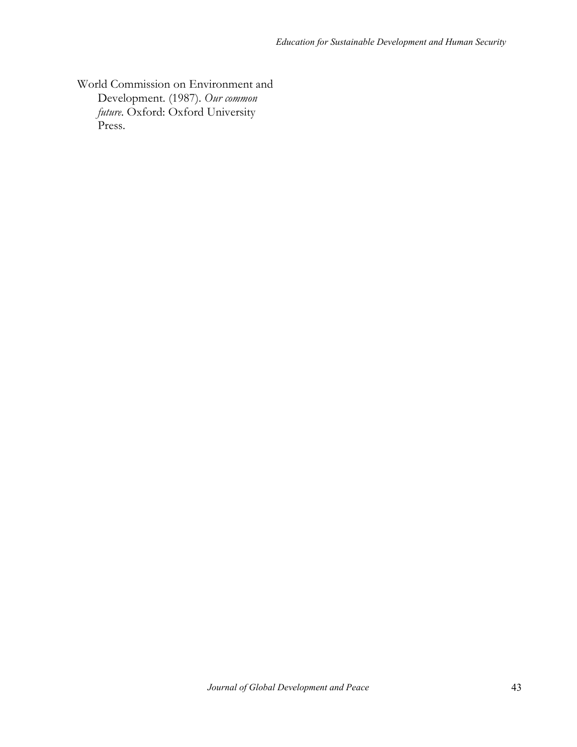World Commission on Environment and Development. (1987). *Our common future*. Oxford: Oxford University Press.